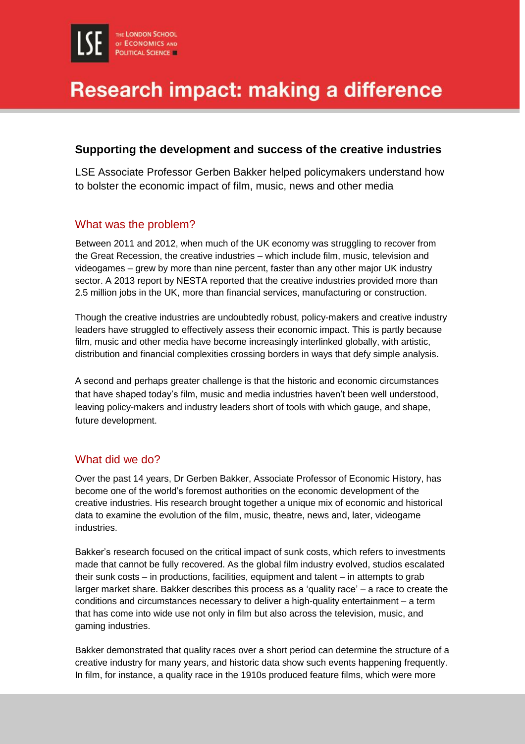# Research impact: making a difference

## Supporting the development and success of the creative industries

LSE Associate Professor Gerben Bakker helped policymakers understand how to bolster the economic impact of film, music, news and other media

### What was the problem?

Between 2011 and 2012, when much of the UK economy was struggling to recover from the Great Recession, the creative industries – which include film, music, television and videogames – grew by more than nine percent, faster than any other major UK industry sector. A 2013 report by NESTA reported that the creative industries provided more than 2.5 million jobs in the UK, more than financial services, manufacturing or construction.

Though the creative industries are undoubtedly robust, policy-makers and creative industry leaders have struggled to effectively assess their economic impact. This is partly because film, music and other media have become increasingly interlinked globally, with artistic, distribution and financial complexities crossing borders in ways that defy simple analysis.

A second and perhaps greater challenge is that the historic and economic circumstances that have shaped today's film, music and media industries haven't been well understood, leaving policy-makers and industry leaders short of tools with which gauge, and shape, future development.

### What did we do?

Over the past 14 years, Dr Gerben Bakker, Associate Professor of Economic History, has become one of the world's foremost authorities on the economic development of the creative industries. His research brought together a unique mix of economic and historical data to examine the evolution of the film, music, theatre, news and, later, videogame industries.

Bakker's research focused on the critical impact of sunk costs, which refers to investments made that cannot be fully recovered. As the global film industry evolved, studios escalated their sunk costs – in productions, facilities, equipment and talent – in attempts to grab larger market share. Bakker describes this process as a 'quality race' – a race to create the conditions and circumstances necessary to deliver a high-quality entertainment – a term that has come into wide use not only in film but also across the television, music, and gaming industries.

Bakker demonstrated that quality races over a short period can determine the structure of a creative industry for many years, and historic data show such events happening frequently. In film, for instance, a quality race in the 1910s produced feature films, which were more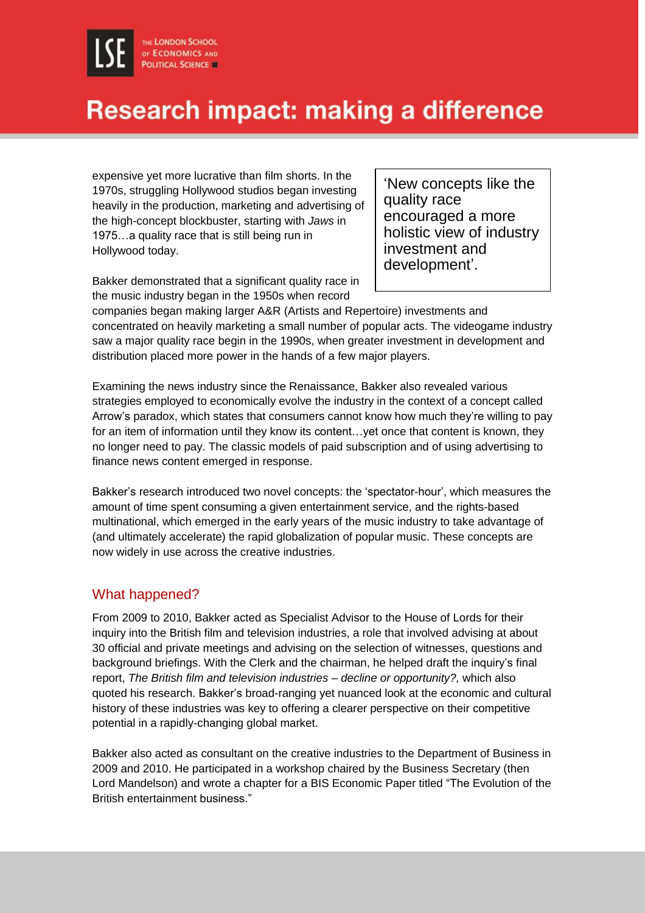expensive yet more lucrative than film shorts. In the 1970s, struggling Hollywood studios began investing heavily in the production, marketing and advertising of the high-concept blockbuster, starting with *Jaws* in 1975…a quality race that is still being run in Hollywood today.

> 'New concepts like the quality race encouraged a more holistic view of industry investment and development'.

Bakker demonstrated that a significant quality race in the music industry began in the 1950s when record companies began making larger A&R (Artists and Repertoire) investments and concentrated on heavily marketing a small number of popular acts. The videogame industry saw a major quality race begin in the 1990s, when greater investment in development and distribution placed more power in the hands of a few major players.

Examining the news industry since the Renaissance, Bakker also revealed various strategies employed to economically evolve the industry in the context of a concept called Arrow's paradox, which states that consumers cannot know how much they're willing to pay for an item of information until they know its content…yet once that content is known, they no longer need to pay. The classic models of paid subscription and of using advertising to finance news content emerged in response.

Bakker's research introduced two novel concepts: the 'spectator-hour', which measures the amount of time spent consuming a given entertainment service, and the rights-based multinational, which emerged in the early years of the music industry to take advantage of (and ultimately accelerate) the rapid globalization of popular music. These concepts are now widely in use across the creative industries.

## What happened?

From 2009 to 2010, Bakker acted as Specialist Advisor to the House of Lords for their inquiry into the British film and television industries, a role that involved advising at about 30 official and private meetings and advising on the selection of witnesses, questions and background briefings. With the Clerk and the chairman, he helped draft the inquiry's final report, *The British film and television industries – decline or opportunity?,* which also quoted his research. Bakker's broad-ranging yet nuanced look at the economic and cultural history of these industries was key to offering a clearer perspective on their competitive potential in a rapidly-changing global market.

Bakker also acted as consultant on the creative industries to the Department of Business in 2009 and 2010. He participated in a workshop chaired by the Business Secretary (then Lord Mandelson) and wrote a chapter for a BIS Economic Paper titled "The Evolution of the British entertainment business."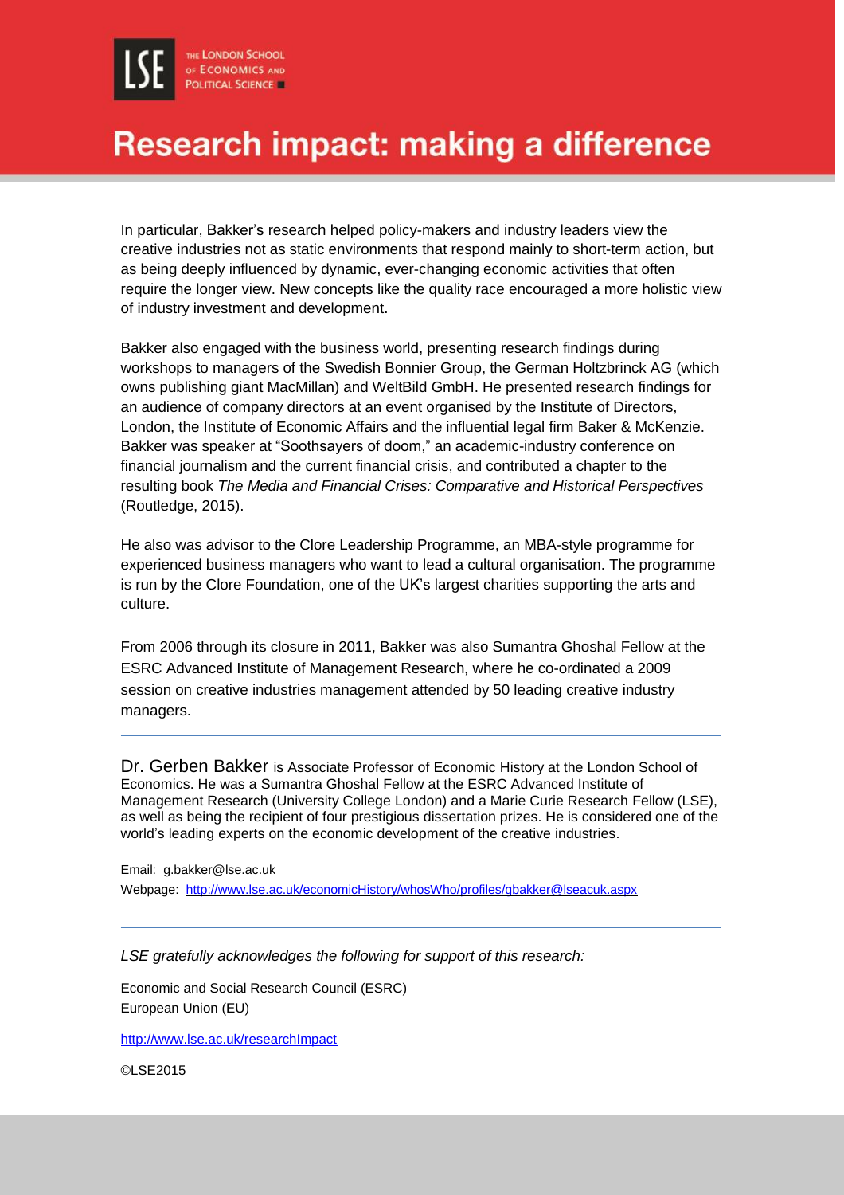In particular, Bakker's research helped policy-makers and industry leaders view the creative industries not as static environments that respond mainly to short-term action, but as being deeply influenced by dynamic, ever-changing economic activities that often require the longer view. New concepts like the quality race encouraged a more holistic view of industry investment and development.

Bakker also engaged with the business world, presenting research findings during workshops to managers of the Swedish Bonnier Group, the German Holtzbrinck AG (which owns publishing giant MacMillan) and WeltBild GmbH. He presented research findings for an audience of company directors at an event organised by the Institute of Directors, London, the Institute of Economic Affairs and the influential legal firm Baker & McKenzie. Bakker was speaker at "Soothsayers of doom," an academic-industry conference on financial journalism and the current financial crisis, and contributed a chapter to the resulting book *The Media and Financial Crises: Comparative and Historical Perspectives* (Routledge, 2015).

He also was advisor to the Clore Leadership Programme, an MBA-style programme for experienced business managers who want to lead a cultural organisation. The programme is run by the Clore Foundation, one of the UK's largest charities supporting the arts and culture.

From 2006 through its closure in 2011, Bakker was also Sumantra Ghoshal Fellow at the ESRC Advanced Institute of Management Research, where he co-ordinated a 2009 session on creative industries management attended by 50 leading creative industry managers.

---

Dr. Gerben Bakker is Associate Professor of Economic History at the London School of Economics. He was a Sumantra Ghoshal Fellow at the ESRC Advanced Institute of Management Research (University College London) and a Marie Curie Research Fellow (LSE), as well as being the recipient of four prestigious dissertation prizes. He is considered one of the world's leading experts on the economic development of the creative industries.

Email: g.bakker@lse.ac.uk
Webpage: http://www.lse.ac.uk/economicHistory/whosWho/profiles/gbakker@lseacuk.aspx

---

*LSE gratefully acknowledges the following for support of this research:*

Economic and Social Research Council (ESRC)
European Union (EU)

http://www.lse.ac.uk/researchImpact

©LSE2015